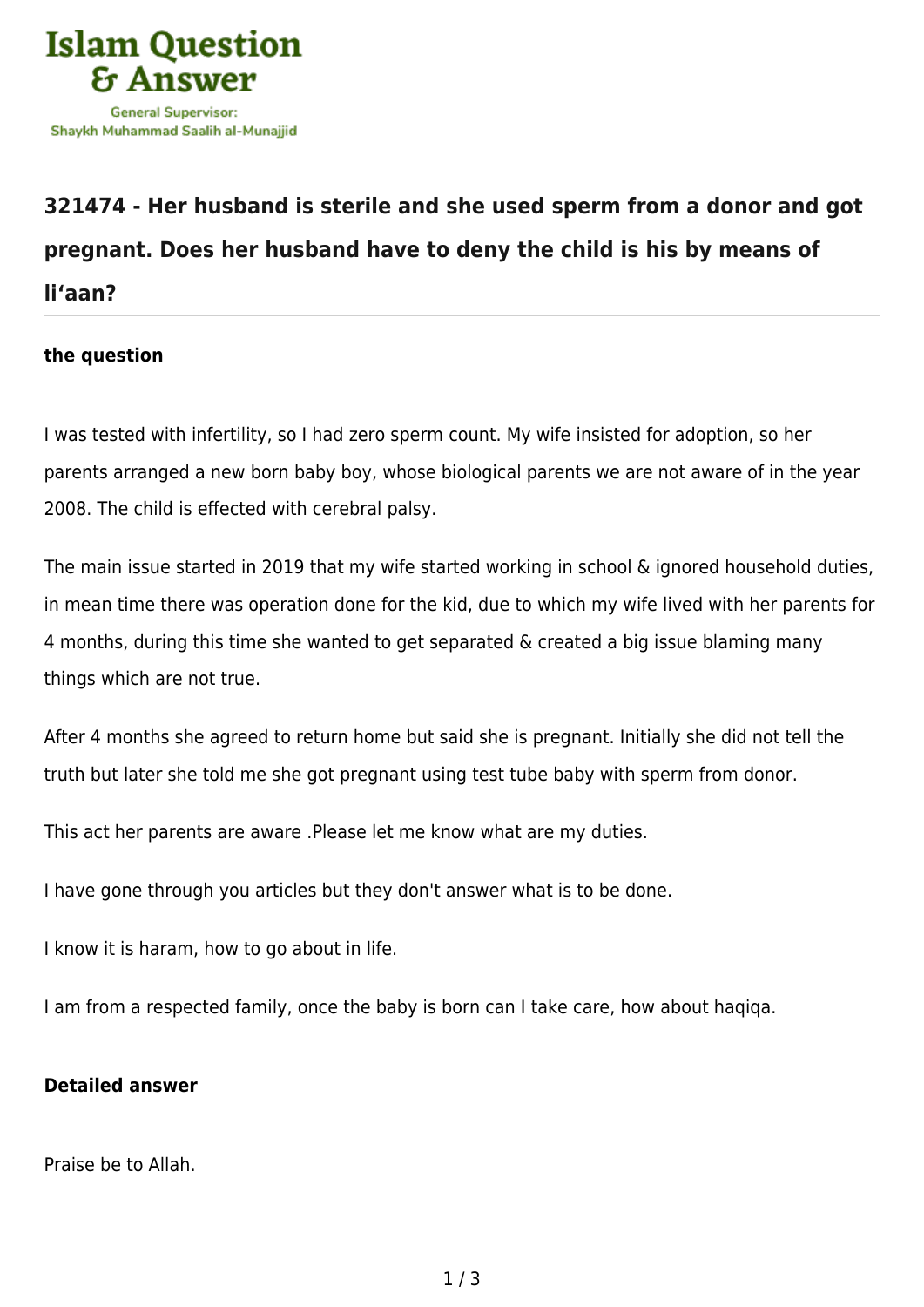# Islam Question & Answer

General Supervisor:
Shaykh Muhammad Saalih al-Munajjid

## 321474 - Her husband is sterile and she used sperm from a donor and got pregnant. Does her husband have to deny the child is his by means of li'aan?

### the question

I was tested with infertility, so I had zero sperm count. My wife insisted for adoption, so her parents arranged a new born baby boy, whose biological parents we are not aware of in the year 2008. The child is effected with cerebral palsy.

The main issue started in 2019 that my wife started working in school & ignored household duties, in mean time there was operation done for the kid, due to which my wife lived with her parents for 4 months, during this time she wanted to get separated & created a big issue blaming many things which are not true.

After 4 months she agreed to return home but said she is pregnant. Initially she did not tell the truth but later she told me she got pregnant using test tube baby with sperm from donor.

This act her parents are aware .Please let me know what are my duties.

I have gone through you articles but they don't answer what is to be done.

I know it is haram, how to go about in life.

I am from a respected family, once the baby is born can I take care, how about haqiqa.

### Detailed answer

Praise be to Allah.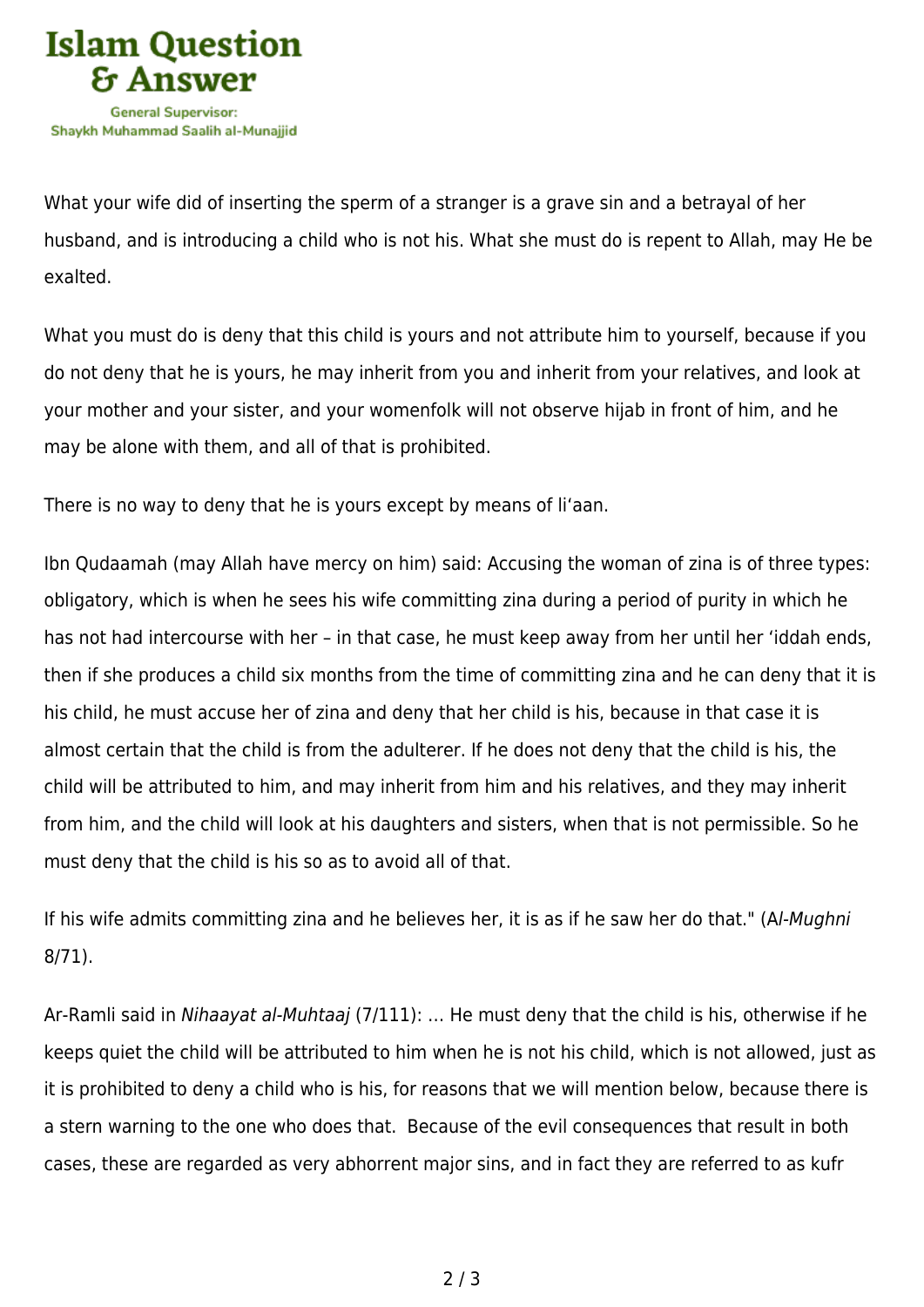What your wife did of inserting the sperm of a stranger is a grave sin and a betrayal of her husband, and is introducing a child who is not his. What she must do is repent to Allah, may He be exalted.

What you must do is deny that this child is yours and not attribute him to yourself, because if you do not deny that he is yours, he may inherit from you and inherit from your relatives, and look at your mother and your sister, and your womenfolk will not observe hijab in front of him, and he may be alone with them, and all of that is prohibited.

There is no way to deny that he is yours except by means of li'aan.

Ibn Qudaamah (may Allah have mercy on him) said: Accusing the woman of zina is of three types: obligatory, which is when he sees his wife committing zina during a period of purity in which he has not had intercourse with her – in that case, he must keep away from her until her 'iddah ends, then if she produces a child six months from the time of committing zina and he can deny that it is his child, he must accuse her of zina and deny that her child is his, because in that case it is almost certain that the child is from the adulterer. If he does not deny that the child is his, the child will be attributed to him, and may inherit from him and his relatives, and they may inherit from him, and the child will look at his daughters and sisters, when that is not permissible. So he must deny that the child is his so as to avoid all of that.

If his wife admits committing zina and he believes her, it is as if he saw her do that." (A*l-Mughni* 8/71).

Ar-Ramli said in *Nihaayat al-Muhtaaj* (7/111): … He must deny that the child is his, otherwise if he keeps quiet the child will be attributed to him when he is not his child, which is not allowed, just as it is prohibited to deny a child who is his, for reasons that we will mention below, because there is a stern warning to the one who does that. Because of the evil consequences that result in both cases, these are regarded as very abhorrent major sins, and in fact they are referred to as kufr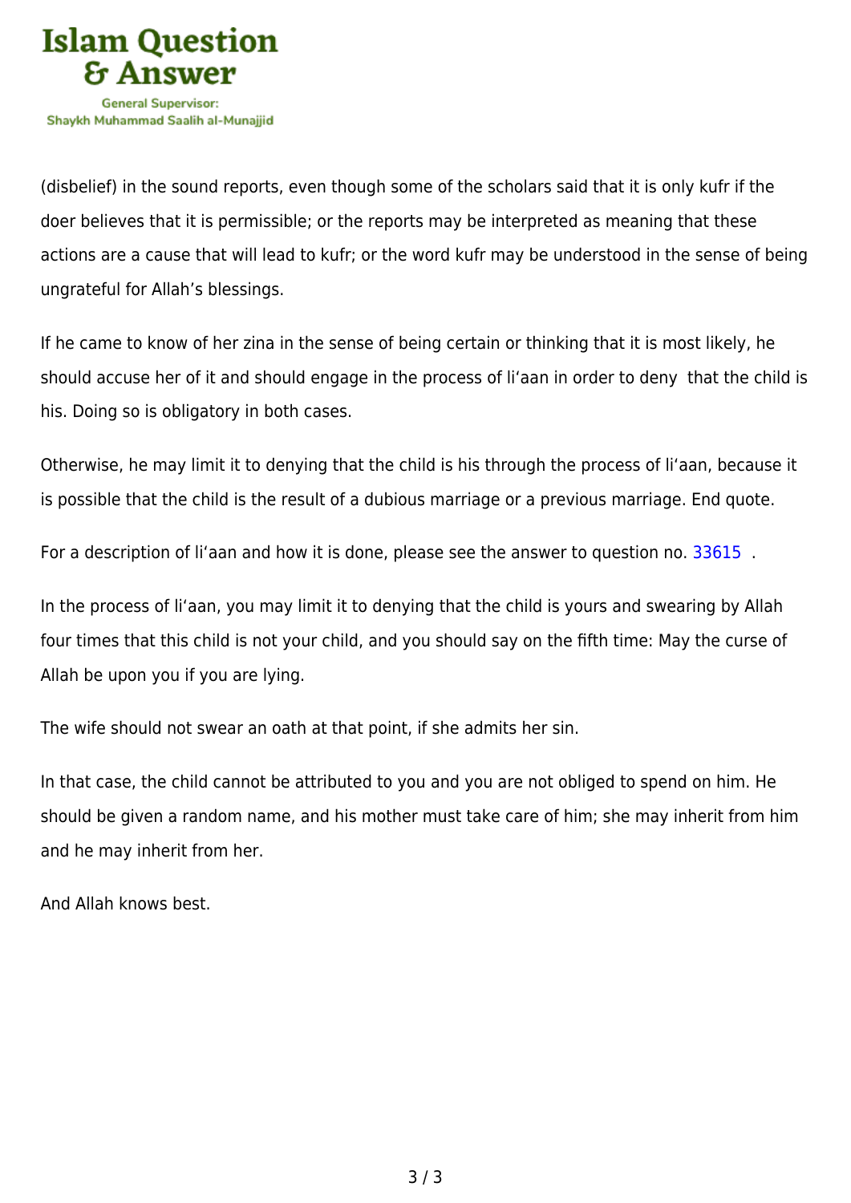(disbelief) in the sound reports, even though some of the scholars said that it is only kufr if the doer believes that it is permissible; or the reports may be interpreted as meaning that these actions are a cause that will lead to kufr; or the word kufr may be understood in the sense of being ungrateful for Allah's blessings.

If he came to know of her zina in the sense of being certain or thinking that it is most likely, he should accuse her of it and should engage in the process of li'aan in order to deny that the child is his. Doing so is obligatory in both cases.

Otherwise, he may limit it to denying that the child is his through the process of li'aan, because it is possible that the child is the result of a dubious marriage or a previous marriage. End quote.

For a description of li'aan and how it is done, please see the answer to question no. 33615 .

In the process of li'aan, you may limit it to denying that the child is yours and swearing by Allah four times that this child is not your child, and you should say on the fifth time: May the curse of Allah be upon you if you are lying.

The wife should not swear an oath at that point, if she admits her sin.

In that case, the child cannot be attributed to you and you are not obliged to spend on him. He should be given a random name, and his mother must take care of him; she may inherit from him and he may inherit from her.

And Allah knows best.